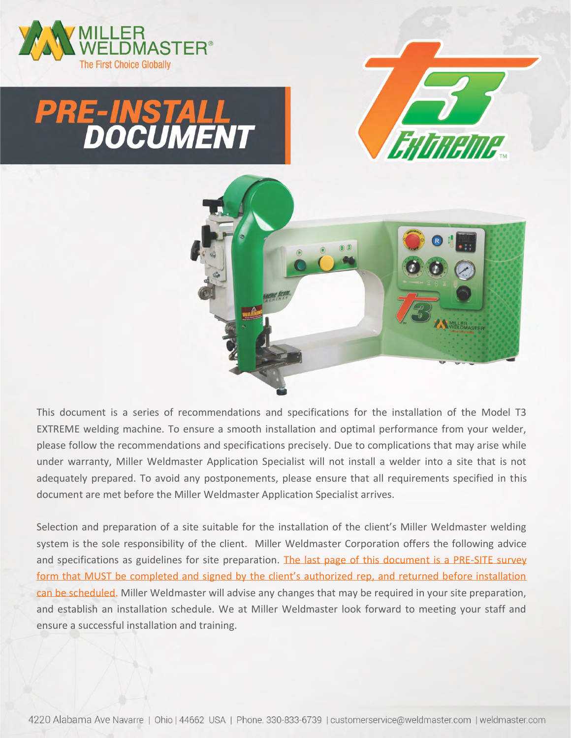MILLER WELDMASTER®

The First Choice Globally

# PRE-INSTALL DOCUMENT

T3 Extreme™

This document is a series of recommendations and specifications for the installation of the Model T3 EXTREME welding machine. To ensure a smooth installation and optimal performance from your welder, please follow the recommendations and specifications precisely. Due to complications that may arise while under warranty, Miller Weldmaster Application Specialist will not install a welder into a site that is not adequately prepared. To avoid any postponements, please ensure that all requirements specified in this document are met before the Miller Weldmaster Application Specialist arrives.

Selection and preparation of a site suitable for the installation of the client's Miller Weldmaster welding system is the sole responsibility of the client. Miller Weldmaster Corporation offers the following advice and specifications as guidelines for site preparation. The last page of this document is a PRE-SITE survey form that MUST be completed and signed by the client's authorized rep, and returned before installation can be scheduled. Miller Weldmaster will advise any changes that may be required in your site preparation, and establish an installation schedule. We at Miller Weldmaster look forward to meeting your staff and ensure a successful installation and training.

4220 Alabama Ave Navarre | Ohio | 44662 USA | Phone. 330-833-6739 | customerservice@weldmaster.com | weldmaster.com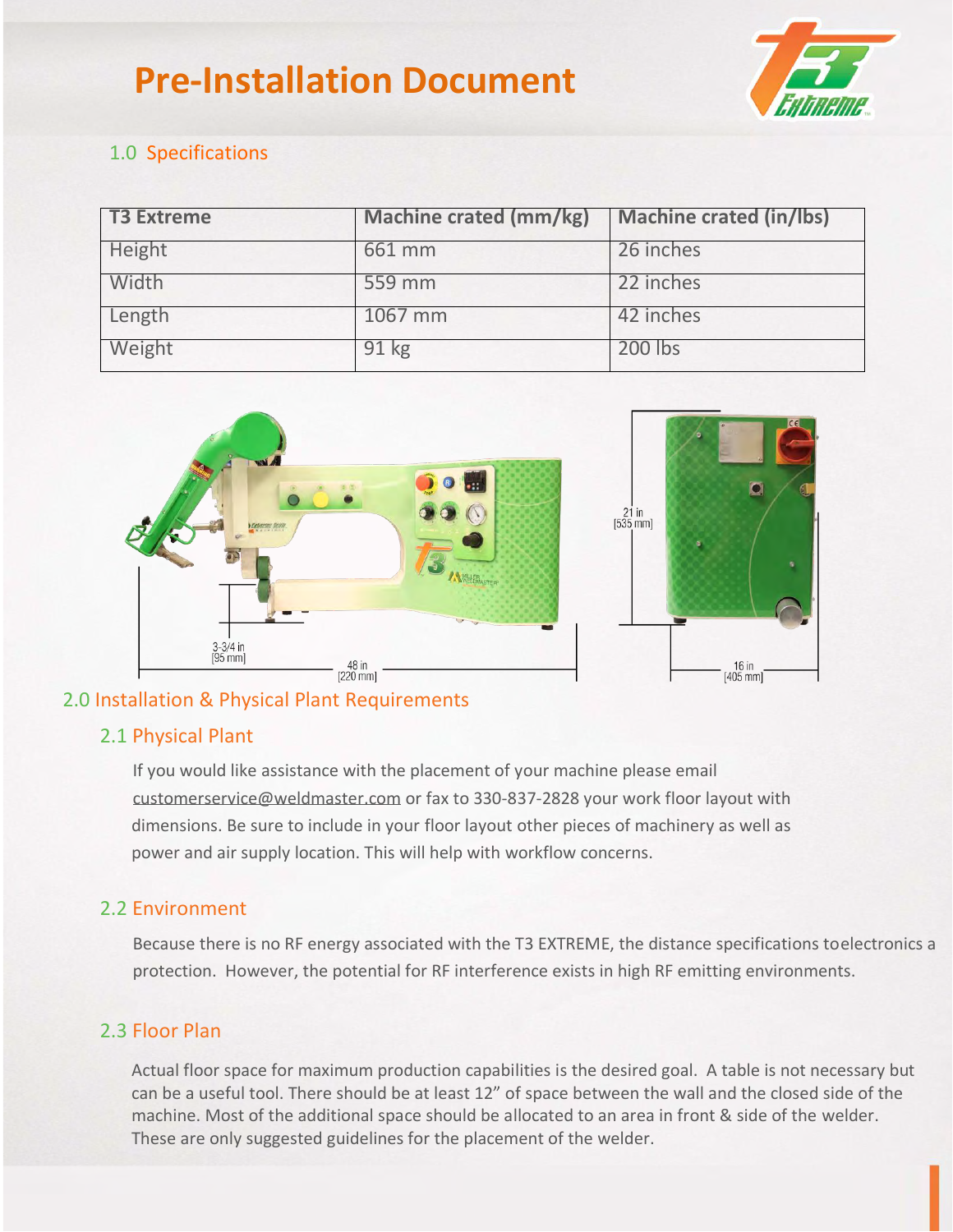# Pre-Installation Document

## 1.0 Specifications

| T3 Extreme | Machine crated (mm/kg) | Machine crated (in/lbs) |
|---|---|---|
| Height | 661 mm | 26 inches |
| Width | 559 mm | 22 inches |
| Length | 1067 mm | 42 inches |
| Weight | 91 kg | 200 lbs |

3-3/4 in [95 mm]

48 in [220 mm]

21 in [535 mm]

16 in [405 mm]

## 2.0 Installation & Physical Plant Requirements

### 2.1 Physical Plant

If you would like assistance with the placement of your machine please email customerservice@weldmaster.com or fax to 330-837-2828 your work floor layout with dimensions. Be sure to include in your floor layout other pieces of machinery as well as power and air supply location. This will help with workflow concerns.

### 2.2 Environment

Because there is no RF energy associated with the T3 EXTREME, the distance specifications toelectronics a protection. However, the potential for RF interference exists in high RF emitting environments.

### 2.3 Floor Plan

Actual floor space for maximum production capabilities is the desired goal. A table is not necessary but can be a useful tool. There should be at least 12" of space between the wall and the closed side of the machine. Most of the additional space should be allocated to an area in front & side of the welder. These are only suggested guidelines for the placement of the welder.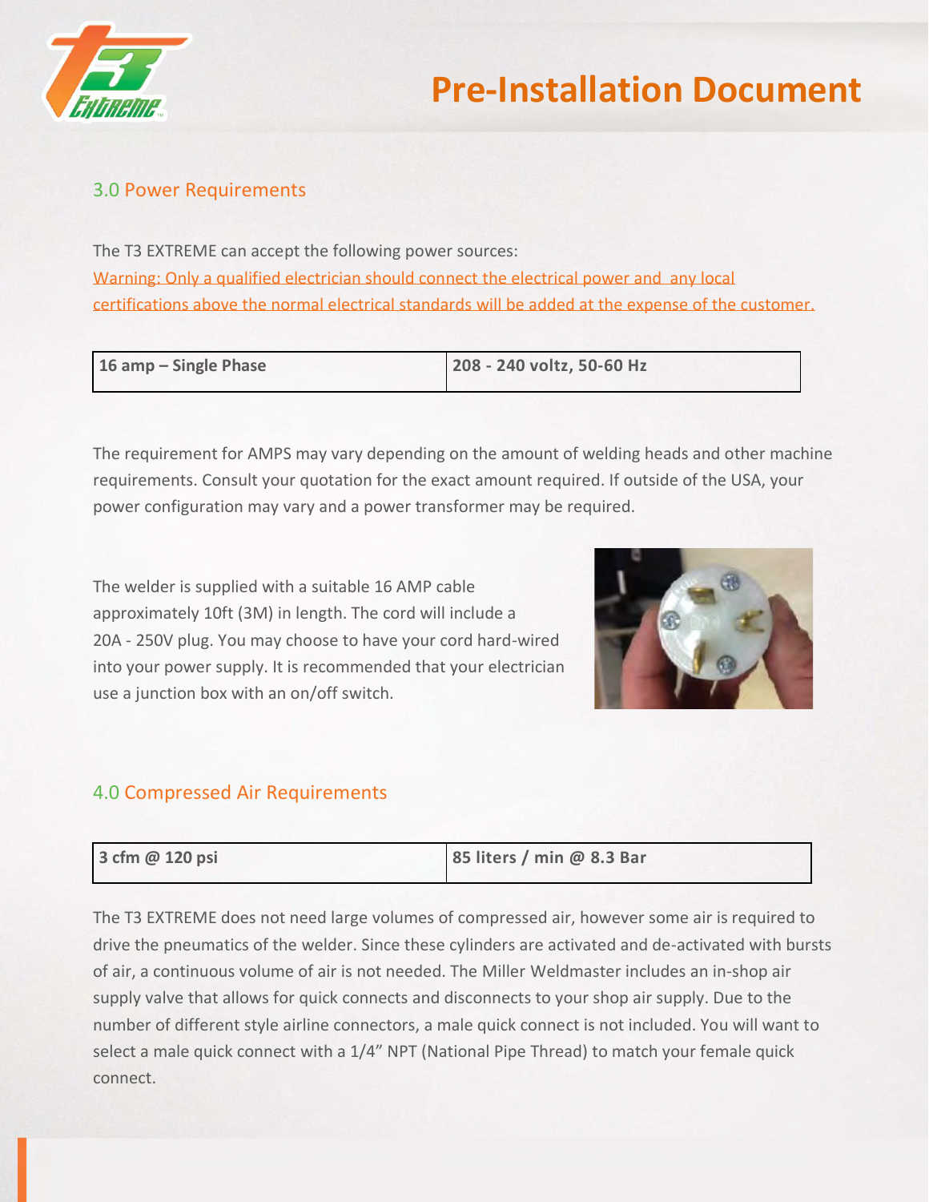# Pre-Installation Document

## 3.0 Power Requirements

The T3 EXTREME can accept the following power sources:

Warning: Only a qualified electrician should connect the electrical power and any local certifications above the normal electrical standards will be added at the expense of the customer.

| **16 amp – Single Phase** | **208 - 240 voltz, 50-60 Hz** |
|---|---|

The requirement for AMPS may vary depending on the amount of welding heads and other machine requirements. Consult your quotation for the exact amount required. If outside of the USA, your power configuration may vary and a power transformer may be required.

The welder is supplied with a suitable 16 AMP cable approximately 10ft (3M) in length. The cord will include a 20A - 250V plug. You may choose to have your cord hard-wired into your power supply. It is recommended that your electrician use a junction box with an on/off switch.

## 4.0 Compressed Air Requirements

| **3 cfm @ 120 psi** | **85 liters / min @ 8.3 Bar** |
|---|---|

The T3 EXTREME does not need large volumes of compressed air, however some air is required to drive the pneumatics of the welder. Since these cylinders are activated and de-activated with bursts of air, a continuous volume of air is not needed. The Miller Weldmaster includes an in-shop air supply valve that allows for quick connects and disconnects to your shop air supply. Due to the number of different style airline connectors, a male quick connect is not included. You will want to select a male quick connect with a 1/4" NPT (National Pipe Thread) to match your female quick connect.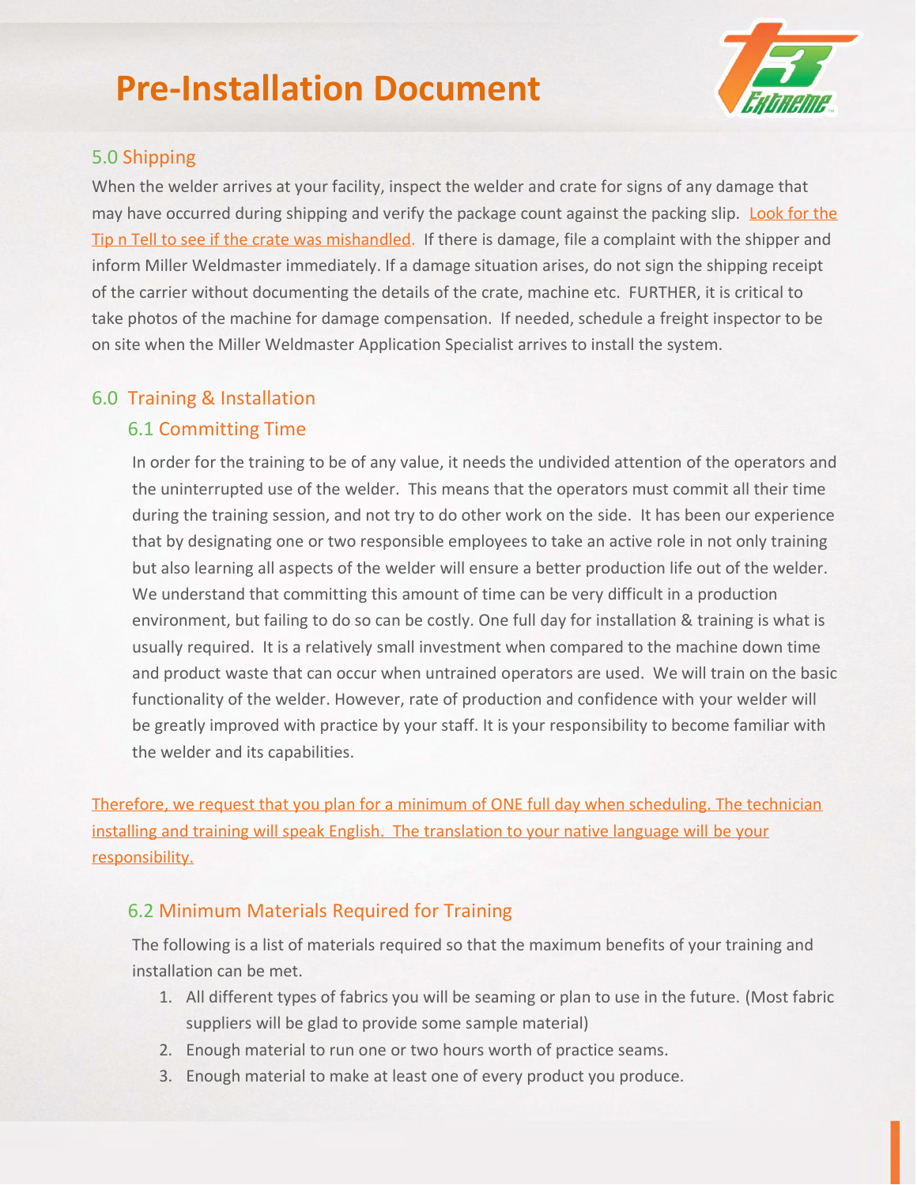## 5.0 Shipping

When the welder arrives at your facility, inspect the welder and crate for signs of any damage that may have occurred during shipping and verify the package count against the packing slip. Look for the Tip n Tell to see if the crate was mishandled. If there is damage, file a complaint with the shipper and inform Miller Weldmaster immediately. If a damage situation arises, do not sign the shipping receipt of the carrier without documenting the details of the crate, machine etc. FURTHER, it is critical to take photos of the machine for damage compensation. If needed, schedule a freight inspector to be on site when the Miller Weldmaster Application Specialist arrives to install the system.

## 6.0 Training & Installation

### 6.1 Committing Time

In order for the training to be of any value, it needs the undivided attention of the operators and the uninterrupted use of the welder. This means that the operators must commit all their time during the training session, and not try to do other work on the side. It has been our experience that by designating one or two responsible employees to take an active role in not only training but also learning all aspects of the welder will ensure a better production life out of the welder. We understand that committing this amount of time can be very difficult in a production environment, but failing to do so can be costly. One full day for installation & training is what is usually required. It is a relatively small investment when compared to the machine down time and product waste that can occur when untrained operators are used. We will train on the basic functionality of the welder. However, rate of production and confidence with your welder will be greatly improved with practice by your staff. It is your responsibility to become familiar with the welder and its capabilities.

Therefore, we request that you plan for a minimum of ONE full day when scheduling. The technician installing and training will speak English. The translation to your native language will be your responsibility.

### 6.2 Minimum Materials Required for Training

The following is a list of materials required so that the maximum benefits of your training and installation can be met.

1. All different types of fabrics you will be seaming or plan to use in the future. (Most fabric suppliers will be glad to provide some sample material)
2. Enough material to run one or two hours worth of practice seams.
3. Enough material to make at least one of every product you produce.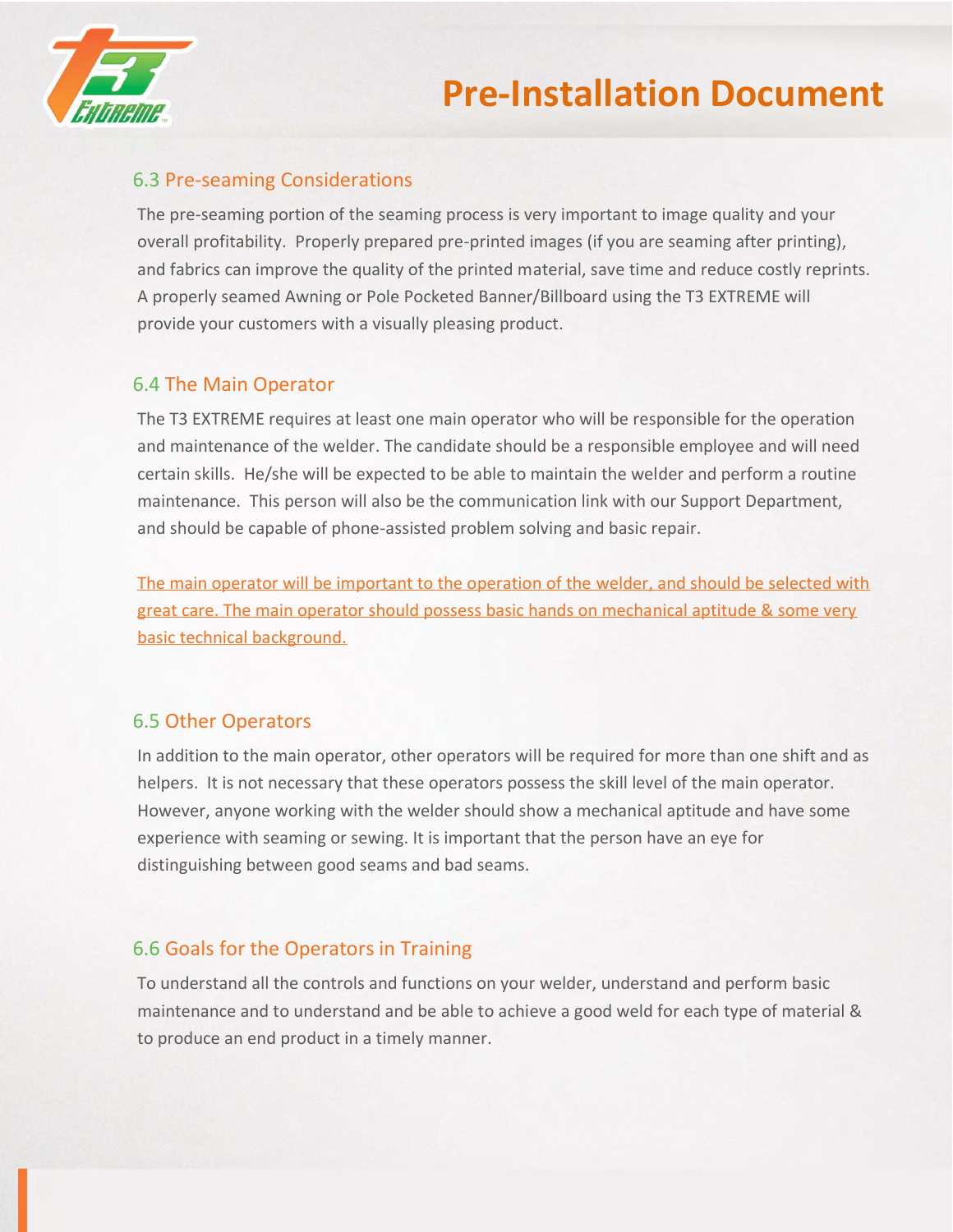### 6.3 Pre-seaming Considerations

The pre-seaming portion of the seaming process is very important to image quality and your overall profitability. Properly prepared pre-printed images (if you are seaming after printing), and fabrics can improve the quality of the printed material, save time and reduce costly reprints. A properly seamed Awning or Pole Pocketed Banner/Billboard using the T3 EXTREME will provide your customers with a visually pleasing product.

### 6.4 The Main Operator

The T3 EXTREME requires at least one main operator who will be responsible for the operation and maintenance of the welder. The candidate should be a responsible employee and will need certain skills. He/she will be expected to be able to maintain the welder and perform a routine maintenance. This person will also be the communication link with our Support Department, and should be capable of phone-assisted problem solving and basic repair.

The main operator will be important to the operation of the welder, and should be selected with great care. The main operator should possess basic hands on mechanical aptitude & some very basic technical background.

### 6.5 Other Operators

In addition to the main operator, other operators will be required for more than one shift and as helpers. It is not necessary that these operators possess the skill level of the main operator. However, anyone working with the welder should show a mechanical aptitude and have some experience with seaming or sewing. It is important that the person have an eye for distinguishing between good seams and bad seams.

### 6.6 Goals for the Operators in Training

To understand all the controls and functions on your welder, understand and perform basic maintenance and to understand and be able to achieve a good weld for each type of material & to produce an end product in a timely manner.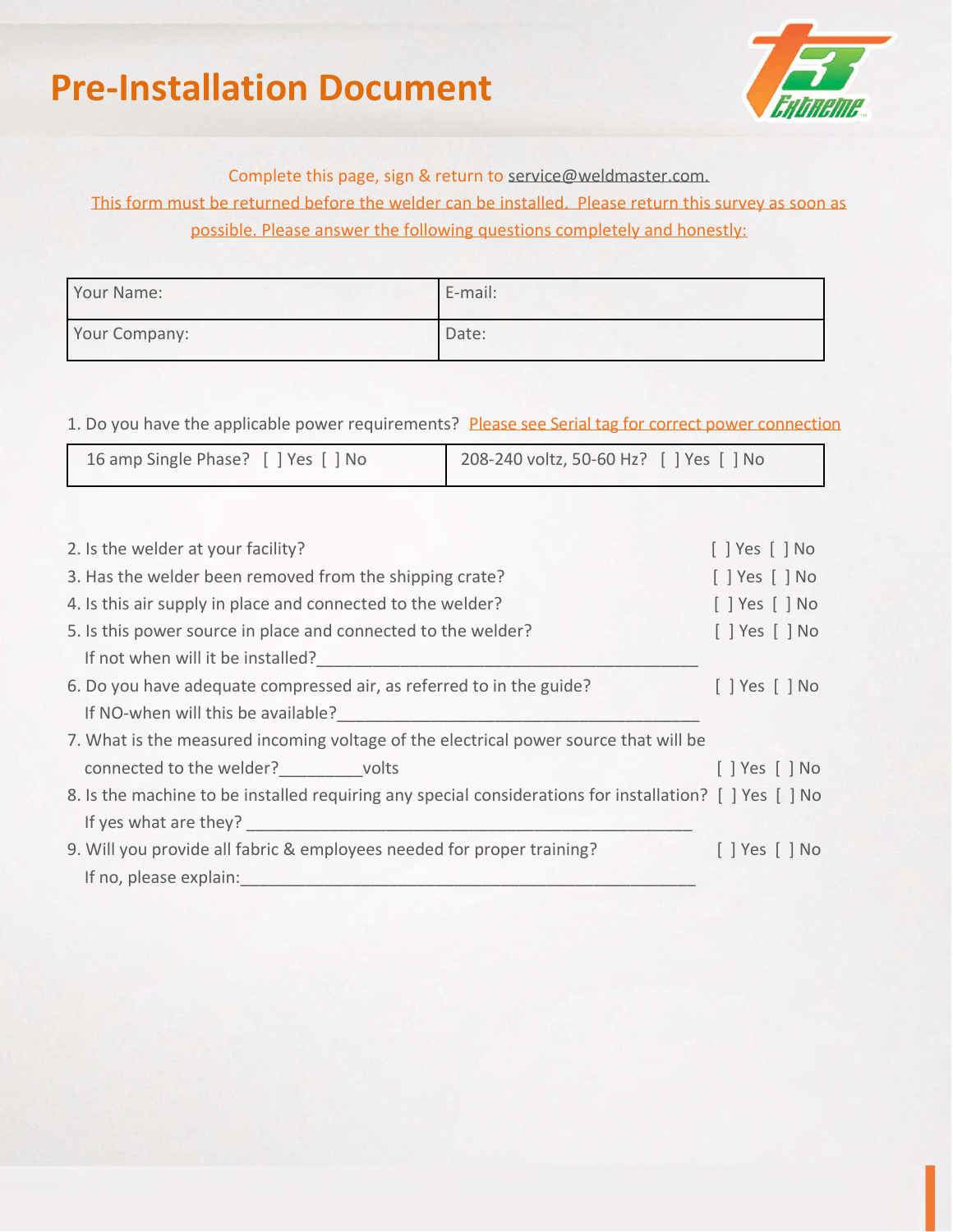# Pre-Installation Document

Complete this page, sign & return to service@weldmaster.com.

This form must be returned before the welder can be installed. Please return this survey as soon as possible. Please answer the following questions completely and honestly:

| Your Name: | E-mail: |
|---|---|
| Your Company: | Date: |

1. Do you have the applicable power requirements? Please see Serial tag for correct power connection

| 16 amp Single Phase? [ ] Yes [ ] No | 208-240 voltz, 50-60 Hz? [ ] Yes [ ] No |
|---|---|

2. Is the welder at your facility? [ ] Yes [ ] No
3. Has the welder been removed from the shipping crate? [ ] Yes [ ] No
4. Is this air supply in place and connected to the welder? [ ] Yes [ ] No
5. Is this power source in place and connected to the welder? [ ] Yes [ ] No
   If not when will it be installed?___________________________________________
6. Do you have adequate compressed air, as referred to in the guide? [ ] Yes [ ] No
   If NO-when will this be available?_________________________________________
7. What is the measured incoming voltage of the electrical power source that will be connected to the welder?_________volts [ ] Yes [ ] No
8. Is the machine to be installed requiring any special considerations for installation? [ ] Yes [ ] No
   If yes what are they? __________________________________________________
9. Will you provide all fabric & employees needed for proper training? [ ] Yes [ ] No
   If no, please explain:___________________________________________________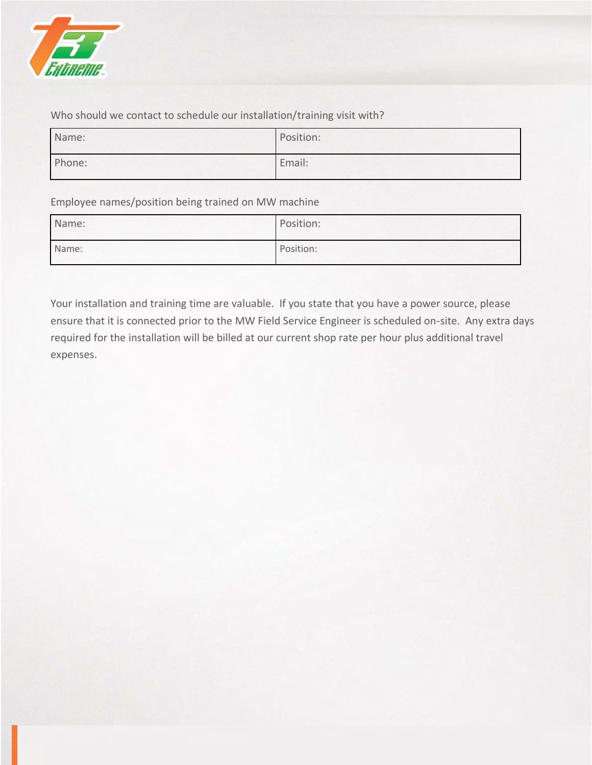Who should we contact to schedule our installation/training visit with?

| | |
|---|---|
| Name: | Position: |
| Phone: | Email: |

Employee names/position being trained on MW machine

| | |
|---|---|
| Name: | Position: |
| Name: | Position: |

Your installation and training time are valuable. If you state that you have a power source, please ensure that it is connected prior to the MW Field Service Engineer is scheduled on-site. Any extra days required for the installation will be billed at our current shop rate per hour plus additional travel expenses.